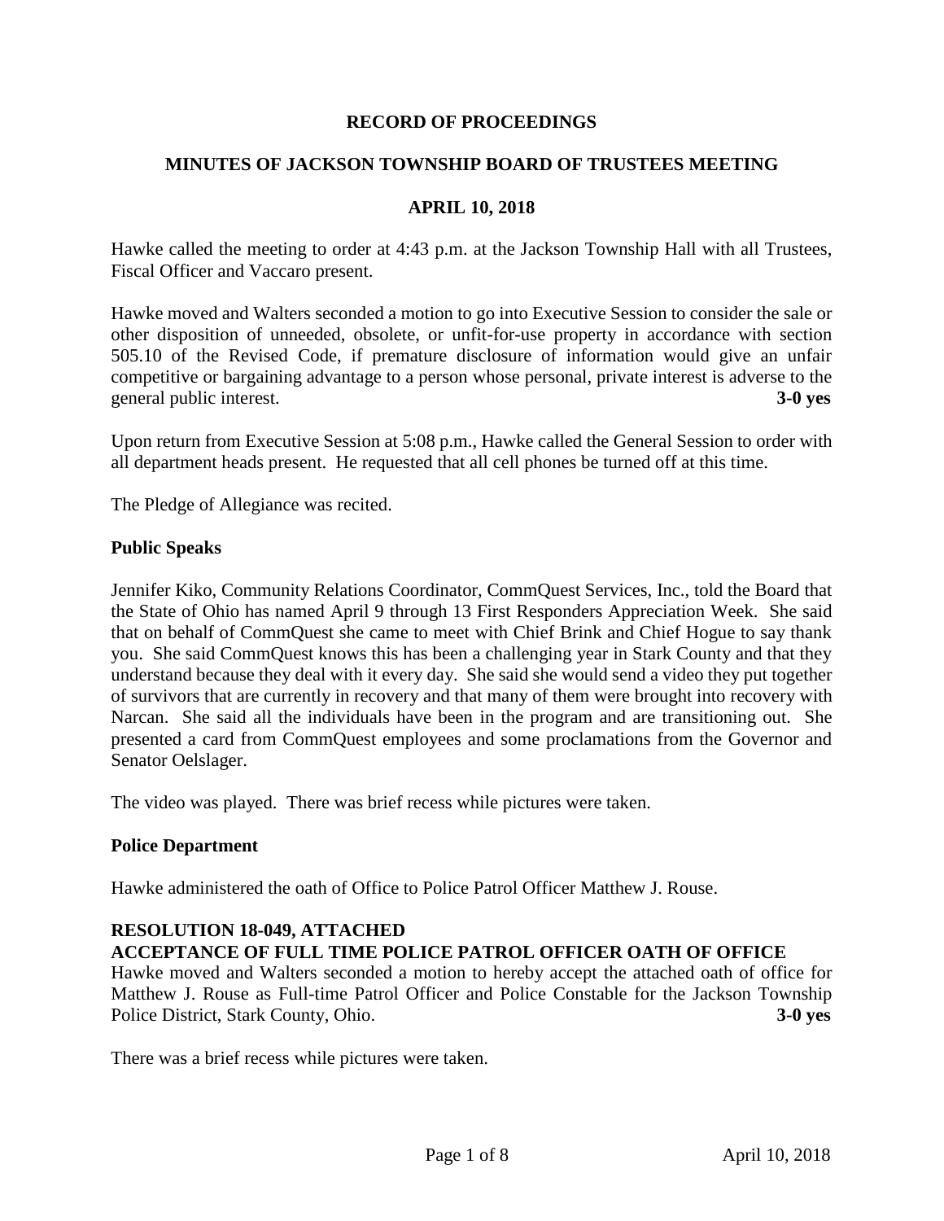**RECORD OF PROCEEDINGS**

**MINUTES OF JACKSON TOWNSHIP BOARD OF TRUSTEES MEETING**

**APRIL 10, 2018**

Hawke called the meeting to order at 4:43 p.m. at the Jackson Township Hall with all Trustees, Fiscal Officer and Vaccaro present.

Hawke moved and Walters seconded a motion to go into Executive Session to consider the sale or other disposition of unneeded, obsolete, or unfit-for-use property in accordance with section 505.10 of the Revised Code, if premature disclosure of information would give an unfair competitive or bargaining advantage to a person whose personal, private interest is adverse to the general public interest. **3-0 yes**

Upon return from Executive Session at 5:08 p.m., Hawke called the General Session to order with all department heads present. He requested that all cell phones be turned off at this time.

The Pledge of Allegiance was recited.

**Public Speaks**

Jennifer Kiko, Community Relations Coordinator, CommQuest Services, Inc., told the Board that the State of Ohio has named April 9 through 13 First Responders Appreciation Week. She said that on behalf of CommQuest she came to meet with Chief Brink and Chief Hogue to say thank you. She said CommQuest knows this has been a challenging year in Stark County and that they understand because they deal with it every day. She said she would send a video they put together of survivors that are currently in recovery and that many of them were brought into recovery with Narcan. She said all the individuals have been in the program and are transitioning out. She presented a card from CommQuest employees and some proclamations from the Governor and Senator Oelslager.

The video was played. There was brief recess while pictures were taken.

**Police Department**

Hawke administered the oath of Office to Police Patrol Officer Matthew J. Rouse.

**RESOLUTION 18-049, ATTACHED**
**ACCEPTANCE OF FULL TIME POLICE PATROL OFFICER OATH OF OFFICE**

Hawke moved and Walters seconded a motion to hereby accept the attached oath of office for Matthew J. Rouse as Full-time Patrol Officer and Police Constable for the Jackson Township Police District, Stark County, Ohio. **3-0 yes**

There was a brief recess while pictures were taken.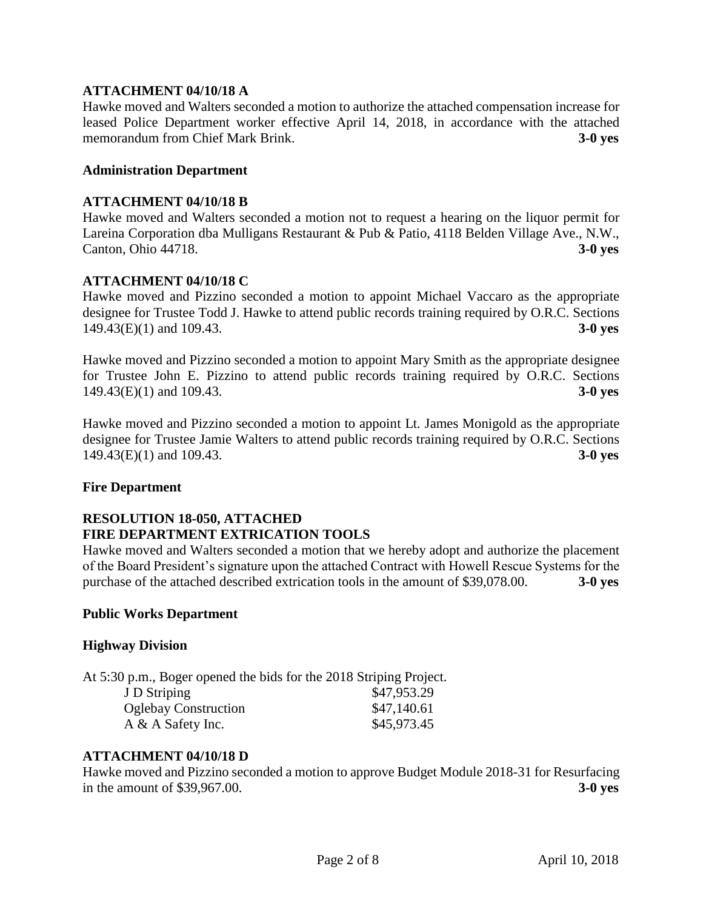**ATTACHMENT 04/10/18 A**

Hawke moved and Walters seconded a motion to authorize the attached compensation increase for leased Police Department worker effective April 14, 2018, in accordance with the attached memorandum from Chief Mark Brink. **3-0 yes**

**Administration Department**

**ATTACHMENT 04/10/18 B**

Hawke moved and Walters seconded a motion not to request a hearing on the liquor permit for Lareina Corporation dba Mulligans Restaurant & Pub & Patio, 4118 Belden Village Ave., N.W., Canton, Ohio 44718. **3-0 yes**

**ATTACHMENT 04/10/18 C**

Hawke moved and Pizzino seconded a motion to appoint Michael Vaccaro as the appropriate designee for Trustee Todd J. Hawke to attend public records training required by O.R.C. Sections 149.43(E)(1) and 109.43. **3-0 yes**

Hawke moved and Pizzino seconded a motion to appoint Mary Smith as the appropriate designee for Trustee John E. Pizzino to attend public records training required by O.R.C. Sections 149.43(E)(1) and 109.43. **3-0 yes**

Hawke moved and Pizzino seconded a motion to appoint Lt. James Monigold as the appropriate designee for Trustee Jamie Walters to attend public records training required by O.R.C. Sections 149.43(E)(1) and 109.43. **3-0 yes**

**Fire Department**

**RESOLUTION 18-050, ATTACHED**
**FIRE DEPARTMENT EXTRICATION TOOLS**

Hawke moved and Walters seconded a motion that we hereby adopt and authorize the placement of the Board President's signature upon the attached Contract with Howell Rescue Systems for the purchase of the attached described extrication tools in the amount of $39,078.00. **3-0 yes**

**Public Works Department**

**Highway Division**

At 5:30 p.m., Boger opened the bids for the 2018 Striping Project.

| | |
|---|---|
| J D Striping | $47,953.29 |
| Oglebay Construction | $47,140.61 |
| A & A Safety Inc. | $45,973.45 |

**ATTACHMENT 04/10/18 D**

Hawke moved and Pizzino seconded a motion to approve Budget Module 2018-31 for Resurfacing in the amount of $39,967.00. **3-0 yes**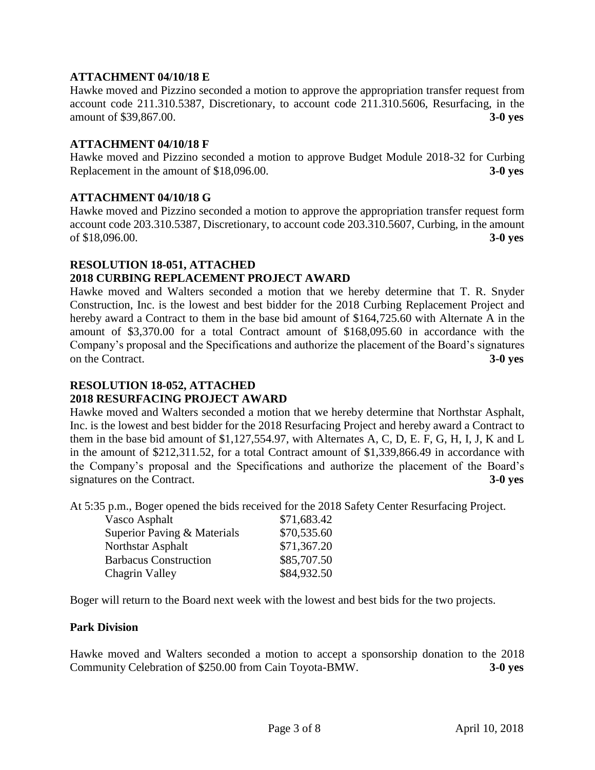**ATTACHMENT 04/10/18 E**

Hawke moved and Pizzino seconded a motion to approve the appropriation transfer request from account code 211.310.5387, Discretionary, to account code 211.310.5606, Resurfacing, in the amount of $39,867.00. **3-0 yes**

**ATTACHMENT 04/10/18 F**

Hawke moved and Pizzino seconded a motion to approve Budget Module 2018-32 for Curbing Replacement in the amount of $18,096.00. **3-0 yes**

**ATTACHMENT 04/10/18 G**

Hawke moved and Pizzino seconded a motion to approve the appropriation transfer request form account code 203.310.5387, Discretionary, to account code 203.310.5607, Curbing, in the amount of $18,096.00. **3-0 yes**

**RESOLUTION 18-051, ATTACHED**
**2018 CURBING REPLACEMENT PROJECT AWARD**

Hawke moved and Walters seconded a motion that we hereby determine that T. R. Snyder Construction, Inc. is the lowest and best bidder for the 2018 Curbing Replacement Project and hereby award a Contract to them in the base bid amount of $164,725.60 with Alternate A in the amount of $3,370.00 for a total Contract amount of $168,095.60 in accordance with the Company's proposal and the Specifications and authorize the placement of the Board's signatures on the Contract. **3-0 yes**

**RESOLUTION 18-052, ATTACHED**
**2018 RESURFACING PROJECT AWARD**

Hawke moved and Walters seconded a motion that we hereby determine that Northstar Asphalt, Inc. is the lowest and best bidder for the 2018 Resurfacing Project and hereby award a Contract to them in the base bid amount of $1,127,554.97, with Alternates A, C, D, E. F, G, H, I, J, K and L in the amount of $212,311.52, for a total Contract amount of $1,339,866.49 in accordance with the Company's proposal and the Specifications and authorize the placement of the Board's signatures on the Contract. **3-0 yes**

At 5:35 p.m., Boger opened the bids received for the 2018 Safety Center Resurfacing Project.

| | |
|---|---|
| Vasco Asphalt | $71,683.42 |
| Superior Paving & Materials | $70,535.60 |
| Northstar Asphalt | $71,367.20 |
| Barbacus Construction | $85,707.50 |
| Chagrin Valley | $84,932.50 |

Boger will return to the Board next week with the lowest and best bids for the two projects.

**Park Division**

Hawke moved and Walters seconded a motion to accept a sponsorship donation to the 2018 Community Celebration of $250.00 from Cain Toyota-BMW. **3-0 yes**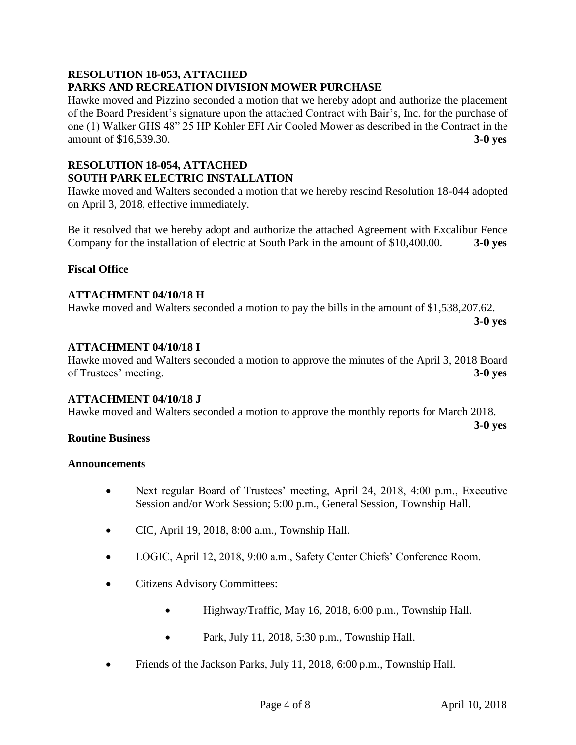**RESOLUTION 18-053, ATTACHED**
**PARKS AND RECREATION DIVISION MOWER PURCHASE**

Hawke moved and Pizzino seconded a motion that we hereby adopt and authorize the placement of the Board President's signature upon the attached Contract with Bair's, Inc. for the purchase of one (1) Walker GHS 48" 25 HP Kohler EFI Air Cooled Mower as described in the Contract in the amount of $16,539.30. **3-0 yes**

**RESOLUTION 18-054, ATTACHED**
**SOUTH PARK ELECTRIC INSTALLATION**

Hawke moved and Walters seconded a motion that we hereby rescind Resolution 18-044 adopted on April 3, 2018, effective immediately.

Be it resolved that we hereby adopt and authorize the attached Agreement with Excalibur Fence Company for the installation of electric at South Park in the amount of $10,400.00. **3-0 yes**

**Fiscal Office**

**ATTACHMENT 04/10/18 H**

Hawke moved and Walters seconded a motion to pay the bills in the amount of $1,538,207.62. **3-0 yes**

**ATTACHMENT 04/10/18 I**

Hawke moved and Walters seconded a motion to approve the minutes of the April 3, 2018 Board of Trustees' meeting. **3-0 yes**

**ATTACHMENT 04/10/18 J**

Hawke moved and Walters seconded a motion to approve the monthly reports for March 2018. **3-0 yes**

**Routine Business**

**Announcements**

- Next regular Board of Trustees' meeting, April 24, 2018, 4:00 p.m., Executive Session and/or Work Session; 5:00 p.m., General Session, Township Hall.
- CIC, April 19, 2018, 8:00 a.m., Township Hall.
- LOGIC, April 12, 2018, 9:00 a.m., Safety Center Chiefs' Conference Room.
- Citizens Advisory Committees:
  - Highway/Traffic, May 16, 2018, 6:00 p.m., Township Hall.
  - Park, July 11, 2018, 5:30 p.m., Township Hall.
- Friends of the Jackson Parks, July 11, 2018, 6:00 p.m., Township Hall.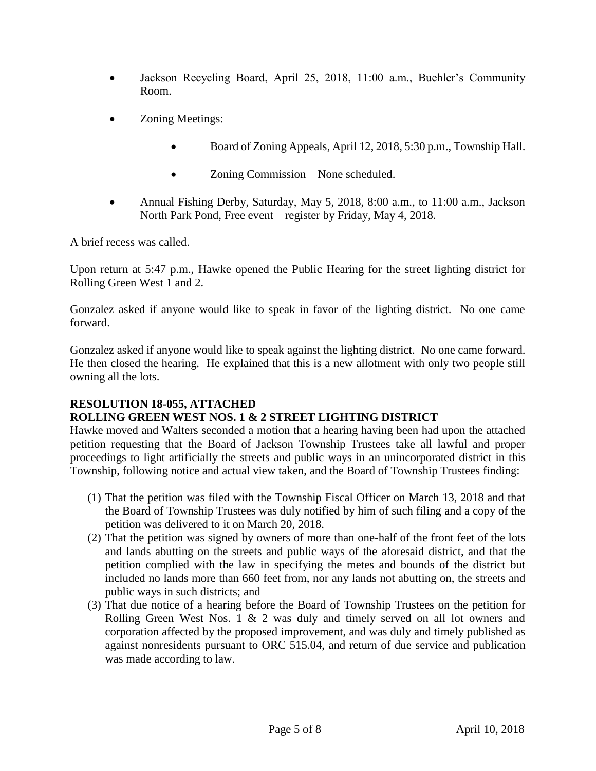- Jackson Recycling Board, April 25, 2018, 11:00 a.m., Buehler's Community Room.

- Zoning Meetings:

    - Board of Zoning Appeals, April 12, 2018, 5:30 p.m., Township Hall.

    - Zoning Commission – None scheduled.

- Annual Fishing Derby, Saturday, May 5, 2018, 8:00 a.m., to 11:00 a.m., Jackson North Park Pond, Free event – register by Friday, May 4, 2018.

A brief recess was called.

Upon return at 5:47 p.m., Hawke opened the Public Hearing for the street lighting district for Rolling Green West 1 and 2.

Gonzalez asked if anyone would like to speak in favor of the lighting district. No one came forward.

Gonzalez asked if anyone would like to speak against the lighting district. No one came forward. He then closed the hearing. He explained that this is a new allotment with only two people still owning all the lots.

**RESOLUTION 18-055, ATTACHED**
**ROLLING GREEN WEST NOS. 1 & 2 STREET LIGHTING DISTRICT**

Hawke moved and Walters seconded a motion that a hearing having been had upon the attached petition requesting that the Board of Jackson Township Trustees take all lawful and proper proceedings to light artificially the streets and public ways in an unincorporated district in this Township, following notice and actual view taken, and the Board of Township Trustees finding:

(1) That the petition was filed with the Township Fiscal Officer on March 13, 2018 and that the Board of Township Trustees was duly notified by him of such filing and a copy of the petition was delivered to it on March 20, 2018.
(2) That the petition was signed by owners of more than one-half of the front feet of the lots and lands abutting on the streets and public ways of the aforesaid district, and that the petition complied with the law in specifying the metes and bounds of the district but included no lands more than 660 feet from, nor any lands not abutting on, the streets and public ways in such districts; and
(3) That due notice of a hearing before the Board of Township Trustees on the petition for Rolling Green West Nos. 1 & 2 was duly and timely served on all lot owners and corporation affected by the proposed improvement, and was duly and timely published as against nonresidents pursuant to ORC 515.04, and return of due service and publication was made according to law.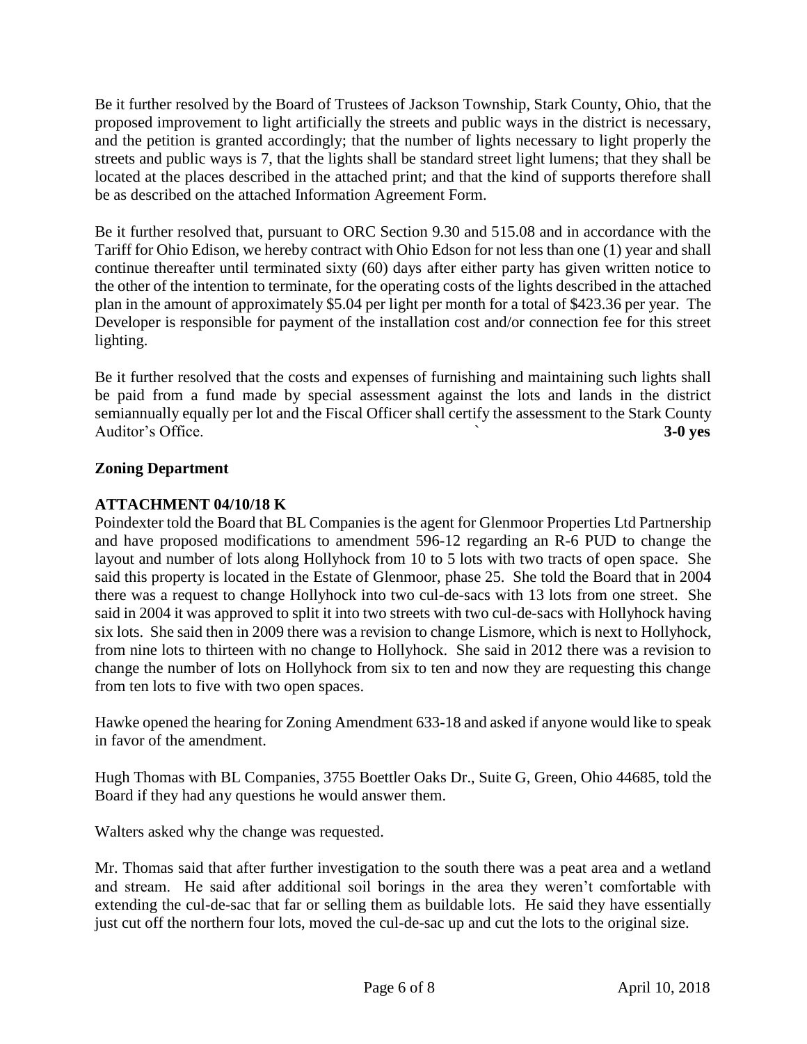Be it further resolved by the Board of Trustees of Jackson Township, Stark County, Ohio, that the proposed improvement to light artificially the streets and public ways in the district is necessary, and the petition is granted accordingly; that the number of lights necessary to light properly the streets and public ways is 7, that the lights shall be standard street light lumens; that they shall be located at the places described in the attached print; and that the kind of supports therefore shall be as described on the attached Information Agreement Form.

Be it further resolved that, pursuant to ORC Section 9.30 and 515.08 and in accordance with the Tariff for Ohio Edison, we hereby contract with Ohio Edson for not less than one (1) year and shall continue thereafter until terminated sixty (60) days after either party has given written notice to the other of the intention to terminate, for the operating costs of the lights described in the attached plan in the amount of approximately $5.04 per light per month for a total of $423.36 per year. The Developer is responsible for payment of the installation cost and/or connection fee for this street lighting.

Be it further resolved that the costs and expenses of furnishing and maintaining such lights shall be paid from a fund made by special assessment against the lots and lands in the district semiannually equally per lot and the Fiscal Officer shall certify the assessment to the Stark County Auditor's Office. ` **3-0 yes**

**Zoning Department**

**ATTACHMENT 04/10/18 K**

Poindexter told the Board that BL Companies is the agent for Glenmoor Properties Ltd Partnership and have proposed modifications to amendment 596-12 regarding an R-6 PUD to change the layout and number of lots along Hollyhock from 10 to 5 lots with two tracts of open space. She said this property is located in the Estate of Glenmoor, phase 25. She told the Board that in 2004 there was a request to change Hollyhock into two cul-de-sacs with 13 lots from one street. She said in 2004 it was approved to split it into two streets with two cul-de-sacs with Hollyhock having six lots. She said then in 2009 there was a revision to change Lismore, which is next to Hollyhock, from nine lots to thirteen with no change to Hollyhock. She said in 2012 there was a revision to change the number of lots on Hollyhock from six to ten and now they are requesting this change from ten lots to five with two open spaces.

Hawke opened the hearing for Zoning Amendment 633-18 and asked if anyone would like to speak in favor of the amendment.

Hugh Thomas with BL Companies, 3755 Boettler Oaks Dr., Suite G, Green, Ohio 44685, told the Board if they had any questions he would answer them.

Walters asked why the change was requested.

Mr. Thomas said that after further investigation to the south there was a peat area and a wetland and stream. He said after additional soil borings in the area they weren't comfortable with extending the cul-de-sac that far or selling them as buildable lots. He said they have essentially just cut off the northern four lots, moved the cul-de-sac up and cut the lots to the original size.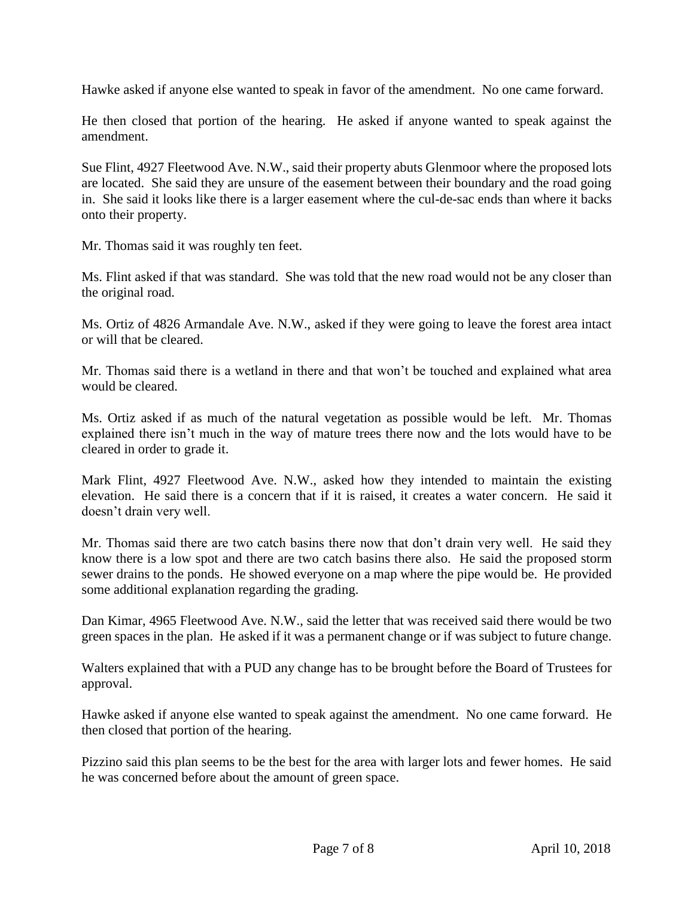Hawke asked if anyone else wanted to speak in favor of the amendment. No one came forward.

He then closed that portion of the hearing. He asked if anyone wanted to speak against the amendment.

Sue Flint, 4927 Fleetwood Ave. N.W., said their property abuts Glenmoor where the proposed lots are located. She said they are unsure of the easement between their boundary and the road going in. She said it looks like there is a larger easement where the cul-de-sac ends than where it backs onto their property.

Mr. Thomas said it was roughly ten feet.

Ms. Flint asked if that was standard. She was told that the new road would not be any closer than the original road.

Ms. Ortiz of 4826 Armandale Ave. N.W., asked if they were going to leave the forest area intact or will that be cleared.

Mr. Thomas said there is a wetland in there and that won't be touched and explained what area would be cleared.

Ms. Ortiz asked if as much of the natural vegetation as possible would be left. Mr. Thomas explained there isn't much in the way of mature trees there now and the lots would have to be cleared in order to grade it.

Mark Flint, 4927 Fleetwood Ave. N.W., asked how they intended to maintain the existing elevation. He said there is a concern that if it is raised, it creates a water concern. He said it doesn't drain very well.

Mr. Thomas said there are two catch basins there now that don't drain very well. He said they know there is a low spot and there are two catch basins there also. He said the proposed storm sewer drains to the ponds. He showed everyone on a map where the pipe would be. He provided some additional explanation regarding the grading.

Dan Kimar, 4965 Fleetwood Ave. N.W., said the letter that was received said there would be two green spaces in the plan. He asked if it was a permanent change or if was subject to future change.

Walters explained that with a PUD any change has to be brought before the Board of Trustees for approval.

Hawke asked if anyone else wanted to speak against the amendment. No one came forward. He then closed that portion of the hearing.

Pizzino said this plan seems to be the best for the area with larger lots and fewer homes. He said he was concerned before about the amount of green space.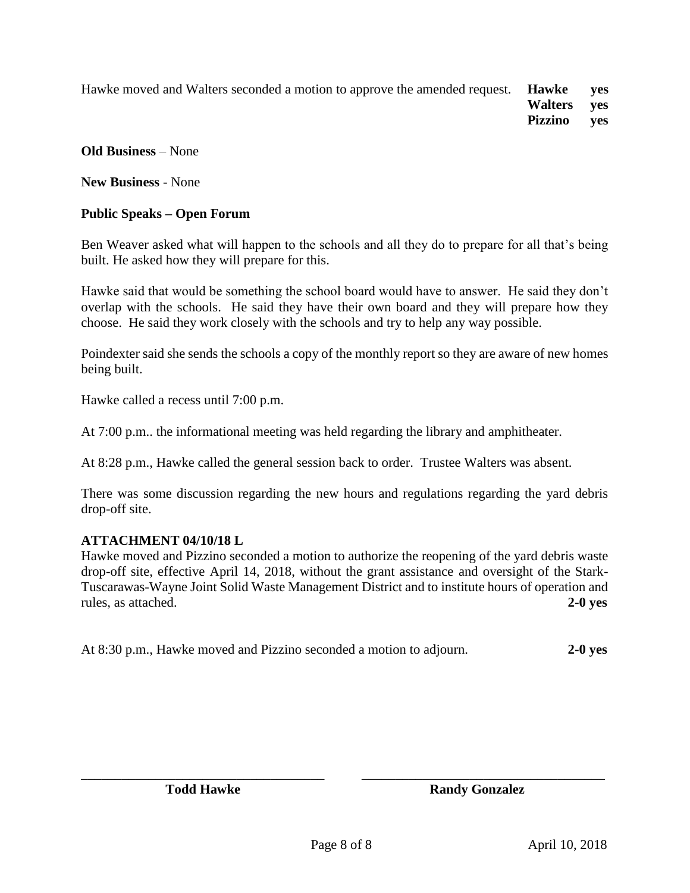Hawke moved and Walters seconded a motion to approve the amended request.

| | |
|---|---|
| **Hawke** | **yes** |
| **Walters** | **yes** |
| **Pizzino** | **yes** |

**Old Business** – None

**New Business** - None

**Public Speaks – Open Forum**

Ben Weaver asked what will happen to the schools and all they do to prepare for all that's being built. He asked how they will prepare for this.

Hawke said that would be something the school board would have to answer. He said they don't overlap with the schools. He said they have their own board and they will prepare how they choose. He said they work closely with the schools and try to help any way possible.

Poindexter said she sends the schools a copy of the monthly report so they are aware of new homes being built.

Hawke called a recess until 7:00 p.m.

At 7:00 p.m.. the informational meeting was held regarding the library and amphitheater.

At 8:28 p.m., Hawke called the general session back to order. Trustee Walters was absent.

There was some discussion regarding the new hours and regulations regarding the yard debris drop-off site.

**ATTACHMENT 04/10/18 L**

Hawke moved and Pizzino seconded a motion to authorize the reopening of the yard debris waste drop-off site, effective April 14, 2018, without the grant assistance and oversight of the Stark-Tuscarawas-Wayne Joint Solid Waste Management District and to institute hours of operation and rules, as attached. **2-0 yes**

At 8:30 p.m., Hawke moved and Pizzino seconded a motion to adjourn. **2-0 yes**

\_\_\_\_\_\_\_\_\_\_\_\_\_\_\_\_\_\_\_\_\_\_\_\_\_\_\_\_\_\_\_\_\_\_\_\_
**Todd Hawke**

\_\_\_\_\_\_\_\_\_\_\_\_\_\_\_\_\_\_\_\_\_\_\_\_\_\_\_\_\_\_\_\_\_\_\_\_
**Randy Gonzalez**